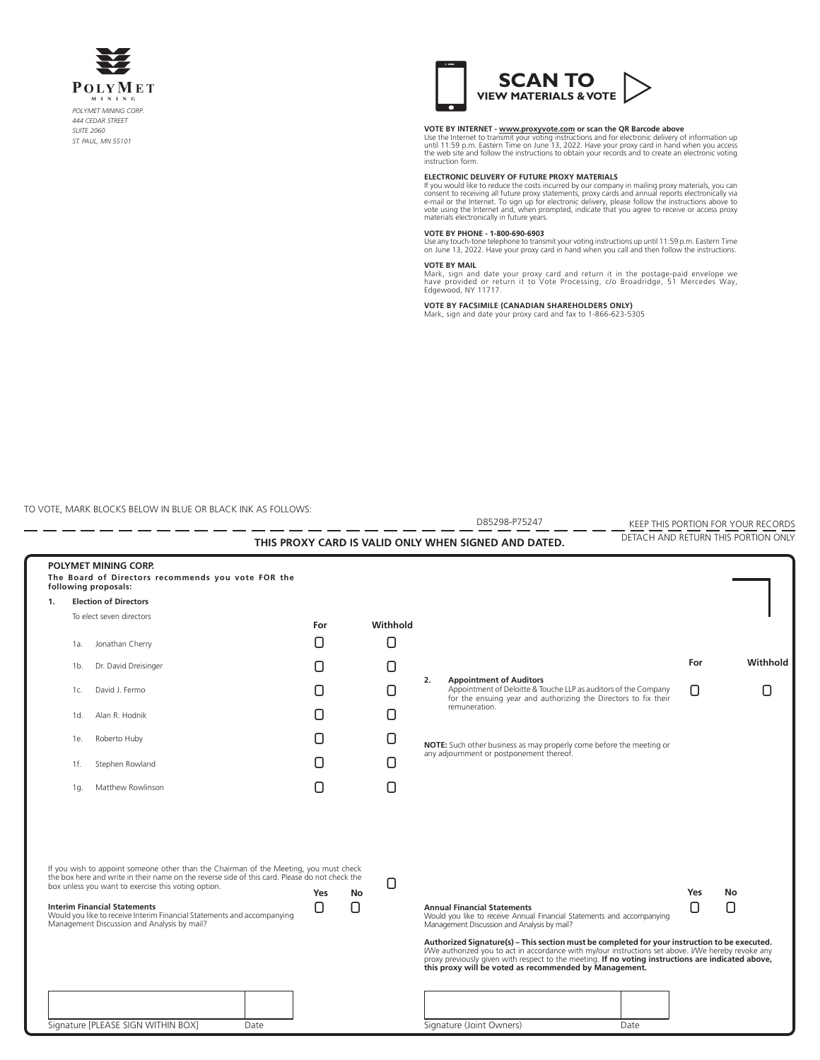POLYMET MINING

*POLYMET MINING CORP.*
*444 CEDAR STREET*
*SUITE 2060*
*ST. PAUL, MN 55101*

**SCAN TO VIEW MATERIALS & VOTE**

**VOTE BY INTERNET - www.proxyvote.com or scan the QR Barcode above**
Use the Internet to transmit your voting instructions and for electronic delivery of information up until 11:59 p.m. Eastern Time on June 13, 2022. Have your proxy card in hand when you access the web site and follow the instructions to obtain your records and to create an electronic voting instruction form.

**ELECTRONIC DELIVERY OF FUTURE PROXY MATERIALS**
If you would like to reduce the costs incurred by our company in mailing proxy materials, you can consent to receiving all future proxy statements, proxy cards and annual reports electronically via e-mail or the Internet. To sign up for electronic delivery, please follow the instructions above to vote using the Internet and, when prompted, indicate that you agree to receive or access proxy materials electronically in future years.

**VOTE BY PHONE - 1-800-690-6903**
Use any touch-tone telephone to transmit your voting instructions up until 11:59 p.m. Eastern Time on June 13, 2022. Have your proxy card in hand when you call and then follow the instructions.

**VOTE BY MAIL**
Mark, sign and date your proxy card and return it in the postage-paid envelope we have provided or return it to Vote Processing, c/o Broadridge, 51 Mercedes Way, Edgewood, NY 11717.

**VOTE BY FACSIMILE (CANADIAN SHAREHOLDERS ONLY)**
Mark, sign and date your proxy card and fax to 1-866-623-5305

TO VOTE, MARK BLOCKS BELOW IN BLUE OR BLACK INK AS FOLLOWS:

D85298-P75247

KEEP THIS PORTION FOR YOUR RECORDS

DETACH AND RETURN THIS PORTION ONLY

**THIS PROXY CARD IS VALID ONLY WHEN SIGNED AND DATED.**

**POLYMET MINING CORP.**

**The Board of Directors recommends you vote FOR the following proposals:**

**1. Election of Directors**

To elect seven directors

| | | For | Withhold |
|---|---|---|---|
| 1a. | Jonathan Cherry | ☐ | ☐ |
| 1b. | Dr. David Dreisinger | ☐ | ☐ |
| 1c. | David J. Fermo | ☐ | ☐ |
| 1d. | Alan R. Hodnik | ☐ | ☐ |
| 1e. | Roberto Huby | ☐ | ☐ |
| 1f. | Stephen Rowland | ☐ | ☐ |
| 1g. | Matthew Rowlinson | ☐ | ☐ |

| | For | Withhold |
|---|---|---|
| **2. Appointment of Auditors** Appointment of Deloitte & Touche LLP as auditors of the Company for the ensuing year and authorizing the Directors to fix their remuneration. | ☐ | ☐ |

**NOTE:** Such other business as may properly come before the meeting or any adjournment or postponement thereof.

If you wish to appoint someone other than the Chairman of the Meeting, you must check the box here and write in their name on the reverse side of this card. Please do not check the box unless you want to exercise this voting option. ☐

| | Yes | No |
|---|---|---|
| **Interim Financial Statements** Would you like to receive Interim Financial Statements and accompanying Management Discussion and Analysis by mail? | ☐ | ☐ |
| **Annual Financial Statements** Would you like to receive Annual Financial Statements and accompanying Management Discussion and Analysis by mail? | ☐ | ☐ |

**Authorized Signature(s) – This section must be completed for your instruction to be executed.** I/We authorized you to act in accordance with my/our instructions set above. I/We hereby revoke any proxy previously given with respect to the meeting. **If no voting instructions are indicated above, this proxy will be voted as recommended by Management.**

Signature [PLEASE SIGN WITHIN BOX] Date

Signature (Joint Owners) Date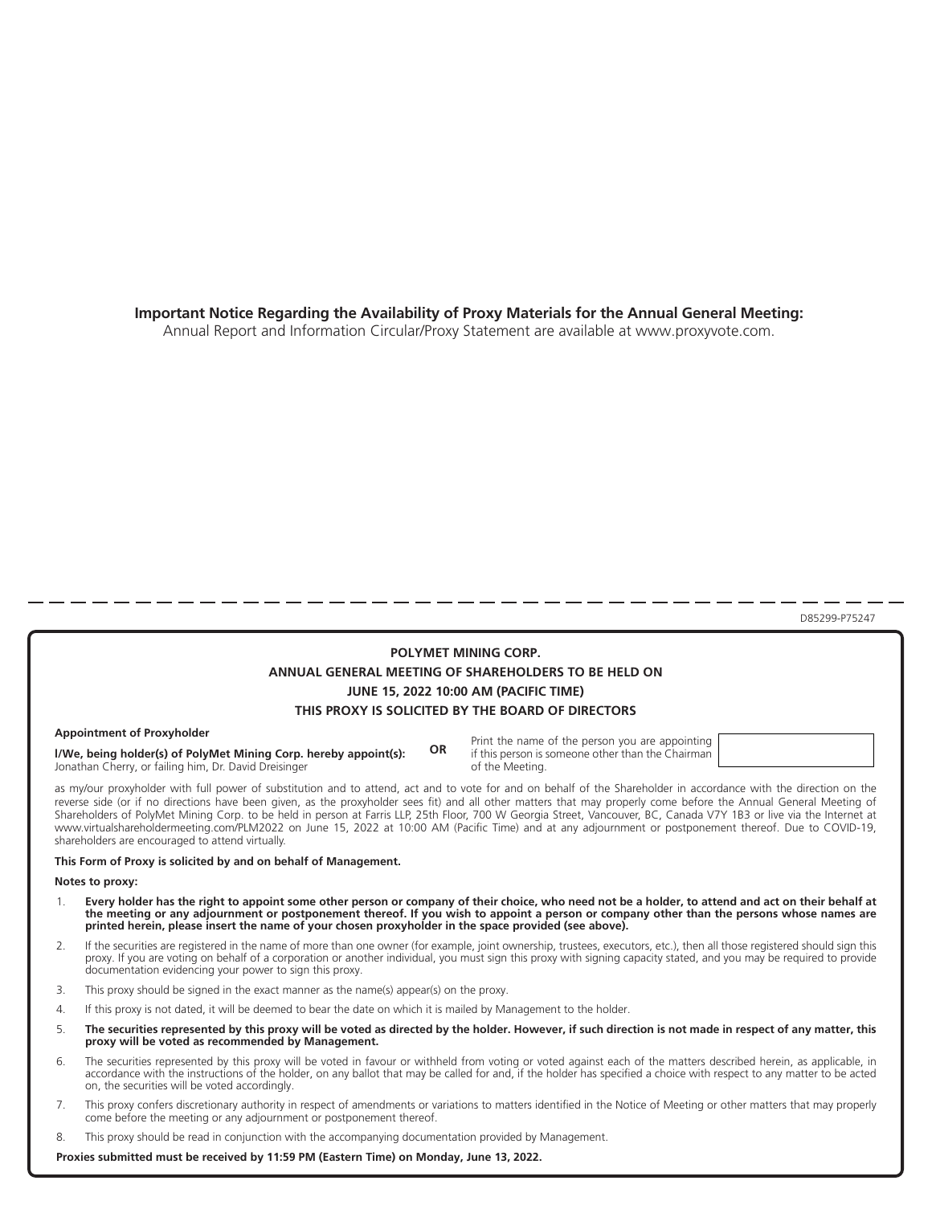**Important Notice Regarding the Availability of Proxy Materials for the Annual General Meeting:**
Annual Report and Information Circular/Proxy Statement are available at www.proxyvote.com.

D85299-P75247

**POLYMET MINING CORP.**
**ANNUAL GENERAL MEETING OF SHAREHOLDERS TO BE HELD ON**
**JUNE 15, 2022 10:00 AM (PACIFIC TIME)**
**THIS PROXY IS SOLICITED BY THE BOARD OF DIRECTORS**

**Appointment of Proxyholder**

**I/We, being holder(s) of PolyMet Mining Corp. hereby appoint(s):** Jonathan Cherry, or failing him, Dr. David Dreisinger **OR** Print the name of the person you are appointing if this person is someone other than the Chairman of the Meeting.

as my/our proxyholder with full power of substitution and to attend, act and to vote for and on behalf of the Shareholder in accordance with the direction on the reverse side (or if no directions have been given, as the proxyholder sees fit) and all other matters that may properly come before the Annual General Meeting of Shareholders of PolyMet Mining Corp. to be held in person at Farris LLP, 25th Floor, 700 W Georgia Street, Vancouver, BC, Canada V7Y 1B3 or live via the Internet at www.virtualshareholdermeeting.com/PLM2022 on June 15, 2022 at 10:00 AM (Pacific Time) and at any adjournment or postponement thereof. Due to COVID-19, shareholders are encouraged to attend virtually.

**This Form of Proxy is solicited by and on behalf of Management.**

**Notes to proxy:**

1. **Every holder has the right to appoint some other person or company of their choice, who need not be a holder, to attend and act on their behalf at the meeting or any adjournment or postponement thereof. If you wish to appoint a person or company other than the persons whose names are printed herein, please insert the name of your chosen proxyholder in the space provided (see above).**
2. If the securities are registered in the name of more than one owner (for example, joint ownership, trustees, executors, etc.), then all those registered should sign this proxy. If you are voting on behalf of a corporation or another individual, you must sign this proxy with signing capacity stated, and you may be required to provide documentation evidencing your power to sign this proxy.
3. This proxy should be signed in the exact manner as the name(s) appear(s) on the proxy.
4. If this proxy is not dated, it will be deemed to bear the date on which it is mailed by Management to the holder.
5. **The securities represented by this proxy will be voted as directed by the holder. However, if such direction is not made in respect of any matter, this proxy will be voted as recommended by Management.**
6. The securities represented by this proxy will be voted in favour or withheld from voting or voted against each of the matters described herein, as applicable, in accordance with the instructions of the holder, on any ballot that may be called for and, if the holder has specified a choice with respect to any matter to be acted on, the securities will be voted accordingly.
7. This proxy confers discretionary authority in respect of amendments or variations to matters identified in the Notice of Meeting or other matters that may properly come before the meeting or any adjournment or postponement thereof.
8. This proxy should be read in conjunction with the accompanying documentation provided by Management.

**Proxies submitted must be received by 11:59 PM (Eastern Time) on Monday, June 13, 2022.**